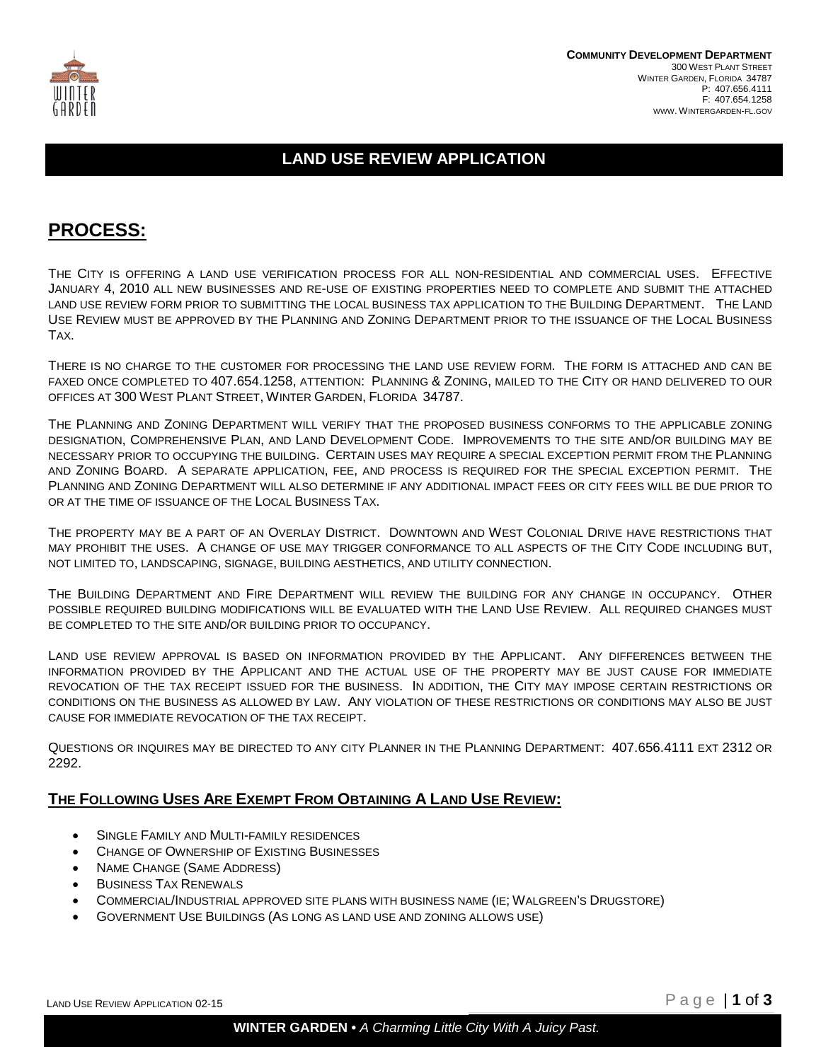**Community Development Department**
300 West Plant Street
Winter Garden, Florida 34787
P: 407.656.4111
F: 407.654.1258
www.Wintergarden-fl.gov

# LAND USE REVIEW APPLICATION

## PROCESS:

The City is offering a land use verification process for all non-residential and commercial uses. Effective January 4, 2010 all new businesses and re-use of existing properties need to complete and submit the attached land use review form prior to submitting the local business tax application to the Building Department. The Land Use Review must be approved by the Planning and Zoning Department prior to the issuance of the Local Business Tax.

There is no charge to the customer for processing the land use review form. The form is attached and can be faxed once completed to 407.654.1258, attention: Planning & Zoning, mailed to the City or hand delivered to our offices at 300 West Plant Street, Winter Garden, Florida 34787.

The Planning and Zoning Department will verify that the proposed business conforms to the applicable zoning designation, Comprehensive Plan, and Land Development Code. Improvements to the site and/or building may be necessary prior to occupying the building. Certain uses may require a special exception permit from the Planning and Zoning Board. A separate application, fee, and process is required for the special exception permit. The Planning and Zoning Department will also determine if any additional impact fees or city fees will be due prior to or at the time of issuance of the Local Business Tax.

The property may be a part of an Overlay District. Downtown and West Colonial Drive have restrictions that may prohibit the uses. A change of use may trigger conformance to all aspects of the City Code including but, not limited to, landscaping, signage, building aesthetics, and utility connection.

The Building Department and Fire Department will review the building for any change in occupancy. Other possible required building modifications will be evaluated with the Land Use Review. All required changes must be completed to the site and/or building prior to occupancy.

Land use review approval is based on information provided by the Applicant. Any differences between the information provided by the Applicant and the actual use of the property may be just cause for immediate revocation of the tax receipt issued for the business. In addition, the City may impose certain restrictions or conditions on the business as allowed by law. Any violation of these restrictions or conditions may also be just cause for immediate revocation of the tax receipt.

Questions or inquires may be directed to any city Planner in the Planning Department: 407.656.4111 ext 2312 or 2292.

### The Following Uses Are Exempt From Obtaining A Land Use Review:

- Single Family and Multi-family residences
- Change of Ownership of Existing Businesses
- Name Change (Same Address)
- Business Tax Renewals
- Commercial/Industrial approved site plans with business name (ie; Walgreen's Drugstore)
- Government Use Buildings (As long as land use and zoning allows use)

Land Use Review Application 02-15

**WINTER GARDEN** • *A Charming Little City With A Juicy Past.*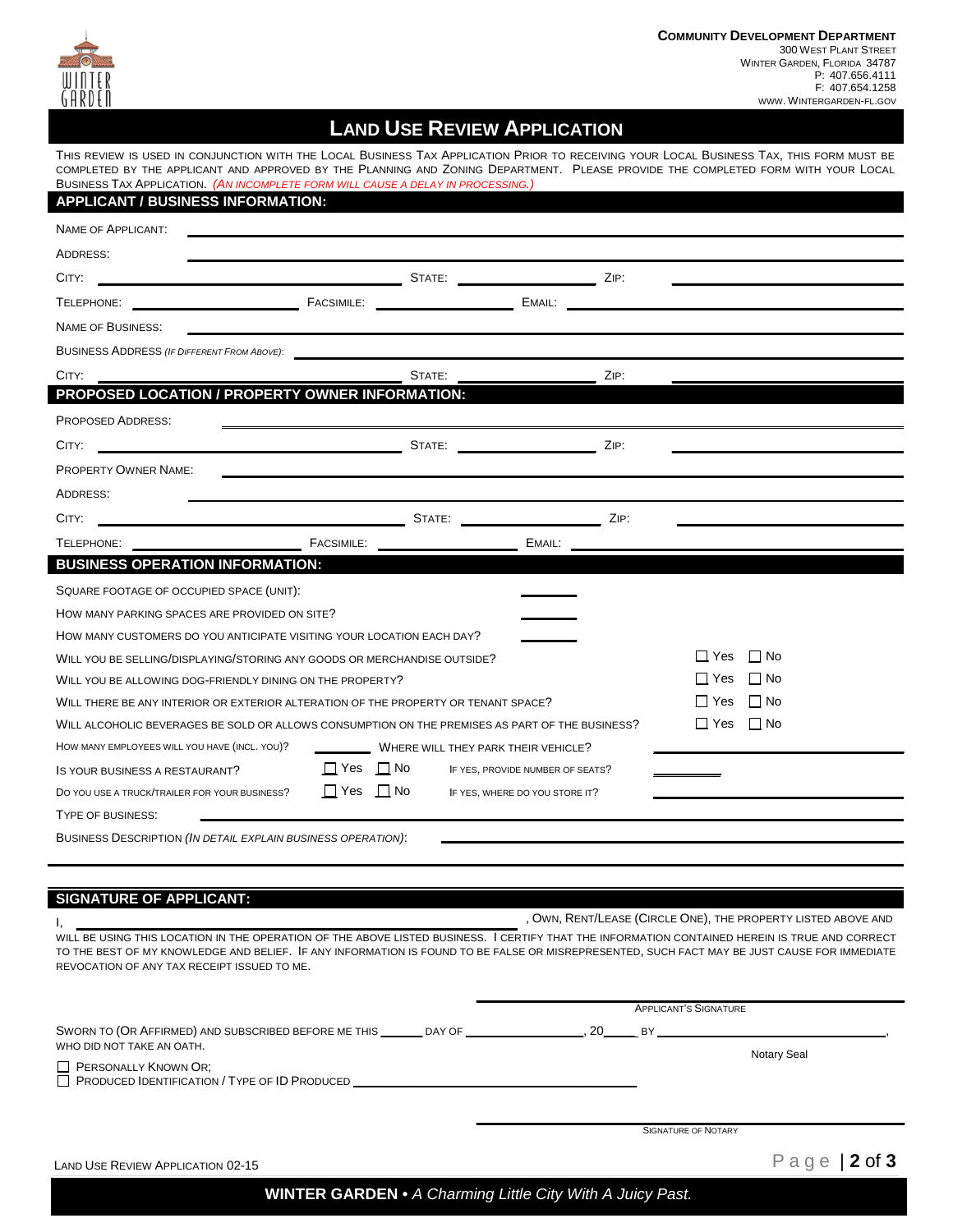**Community Development Department**
300 West Plant Street
Winter Garden, Florida 34787
P: 407.656.4111
F: 407.654.1258
www.wintergarden-fl.gov

# Land Use Review Application

This review is used in conjunction with the Local Business Tax Application prior to receiving your Local Business Tax, this form must be completed by the applicant and approved by the Planning and Zoning Department. Please provide the completed form with your Local Business Tax Application. *(An incomplete form will cause a delay in processing.)*

## APPLICANT / BUSINESS INFORMATION:

Name of Applicant: ______________________________

Address: ______________________________

City: ____________________ State: ____________ Zip: ____________

Telephone: ____________ Facsimile: ____________ Email: ____________

Name of Business: ______________________________

Business Address *(if different from above)*: ______________________________

City: ____________________ State: ____________ Zip: ____________

## PROPOSED LOCATION / PROPERTY OWNER INFORMATION:

Proposed Address: ______________________________

City: ____________________ State: ____________ Zip: ____________

Property Owner Name: ______________________________

Address: ______________________________

City: ____________________ State: ____________ Zip: ____________

Telephone: ____________ Facsimile: ____________ Email: ____________

## BUSINESS OPERATION INFORMATION:

Square footage of occupied space (unit): ________

How many parking spaces are provided on site? ________

How many customers do you anticipate visiting your location each day? ________

Will you be selling/displaying/storing any goods or merchandise outside? ☐ Yes ☐ No

Will you be allowing dog-friendly dining on the property? ☐ Yes ☐ No

Will there be any interior or exterior alteration of the property or tenant space? ☐ Yes ☐ No

Will alcoholic beverages be sold or allows consumption on the premises as part of the business? ☐ Yes ☐ No

How many employees will you have (incl. you)? ________ Where will they park their vehicle? ____________

Is your business a restaurant? ☐ Yes ☐ No If yes, provide number of seats? ________

Do you use a truck/trailer for your business? ☐ Yes ☐ No If yes, where do you store it? ____________

Type of Business: ______________________________

Business Description *(In detail explain business operation)*: ______________________________

______________________________

## SIGNATURE OF APPLICANT:

I, ______________________________, own, rent/lease (circle one), the property listed above and will be using this location in the operation of the above listed business. I certify that the information contained herein is true and correct to the best of my knowledge and belief. If any information is found to be false or misrepresented, such fact may be just cause for immediate revocation of any tax receipt issued to me.

______________________________
Applicant's Signature

Sworn to (or affirmed) and subscribed before me this ______ day of ____________, 20____ by ______________________________, who did not take an oath.

☐ Personally Known or;
☐ Produced Identification / Type of ID Produced ______________________________

Notary Seal

______________________________
Signature of Notary

Land Use Review Application 02-15

**WINTER GARDEN** • *A Charming Little City With A Juicy Past.*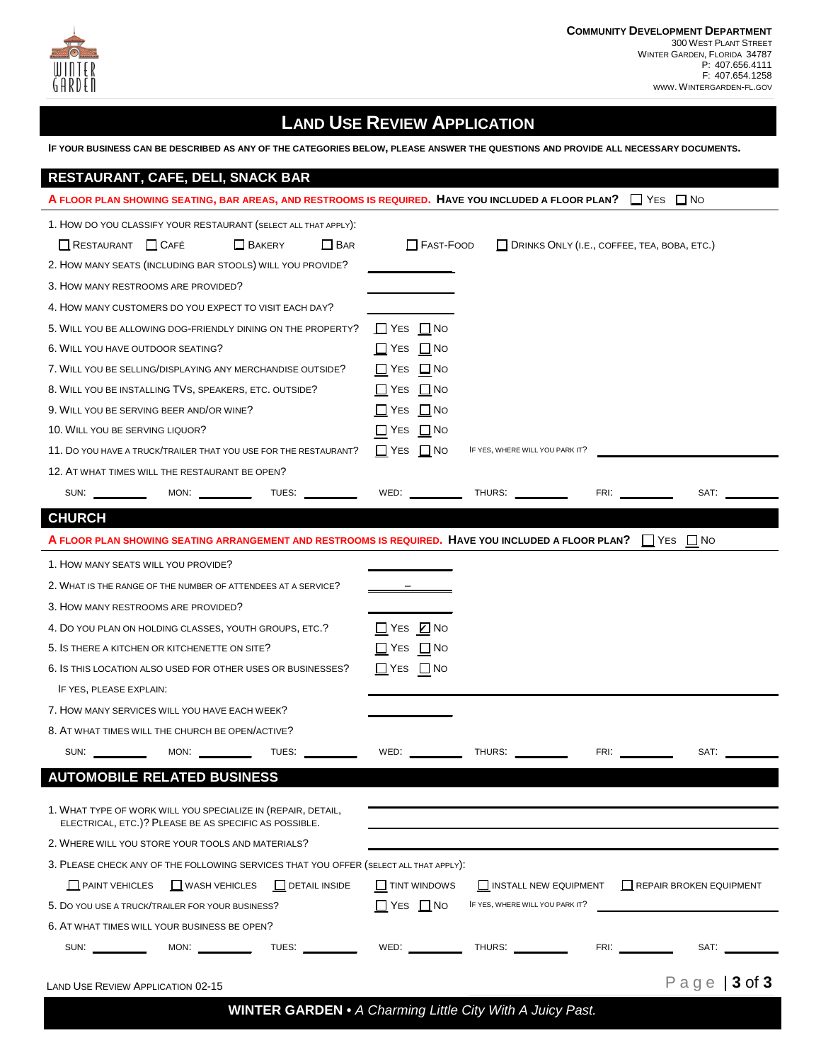WINTER GARDEN

**COMMUNITY DEVELOPMENT DEPARTMENT**
300 WEST PLANT STREET
WINTER GARDEN, FLORIDA 34787
P: 407.656.4111
F: 407.654.1258
WWW.WINTERGARDEN-FL.GOV

# LAND USE REVIEW APPLICATION

**IF YOUR BUSINESS CAN BE DESCRIBED AS ANY OF THE CATEGORIES BELOW, PLEASE ANSWER THE QUESTIONS AND PROVIDE ALL NECESSARY DOCUMENTS.**

## RESTAURANT, CAFE, DELI, SNACK BAR

**A FLOOR PLAN SHOWING SEATING, BAR AREAS, AND RESTROOMS IS REQUIRED. HAVE YOU INCLUDED A FLOOR PLAN?** ☐ YES ☐ NO

1. HOW DO YOU CLASSIFY YOUR RESTAURANT (SELECT ALL THAT APPLY):
   ☐ RESTAURANT ☐ CAFÉ ☐ BAKERY ☐ BAR ☐ FAST-FOOD ☐ DRINKS ONLY (I.E., COFFEE, TEA, BOBA, ETC.)
2. HOW MANY SEATS (INCLUDING BAR STOOLS) WILL YOU PROVIDE? ________
3. HOW MANY RESTROOMS ARE PROVIDED? ________
4. HOW MANY CUSTOMERS DO YOU EXPECT TO VISIT EACH DAY? ________
5. WILL YOU BE ALLOWING DOG-FRIENDLY DINING ON THE PROPERTY? ☐ YES ☐ NO
6. WILL YOU HAVE OUTDOOR SEATING? ☐ YES ☐ NO
7. WILL YOU BE SELLING/DISPLAYING ANY MERCHANDISE OUTSIDE? ☐ YES ☐ NO
8. WILL YOU BE INSTALLING TVS, SPEAKERS, ETC. OUTSIDE? ☐ YES ☐ NO
9. WILL YOU BE SERVING BEER AND/OR WINE? ☐ YES ☐ NO
10. WILL YOU BE SERVING LIQUOR? ☐ YES ☐ NO
11. DO YOU HAVE A TRUCK/TRAILER THAT YOU USE FOR THE RESTAURANT? ☐ YES ☐ NO IF YES, WHERE WILL YOU PARK IT? ________
12. AT WHAT TIMES WILL THE RESTAURANT BE OPEN?
    SUN: ________ MON: ________ TUES: ________ WED: ________ THURS: ________ FRI: ________ SAT: ________

## CHURCH

**A FLOOR PLAN SHOWING SEATING ARRANGEMENT AND RESTROOMS IS REQUIRED. HAVE YOU INCLUDED A FLOOR PLAN?** ☐ YES ☐ NO

1. HOW MANY SEATS WILL YOU PROVIDE? ________
2. WHAT IS THE RANGE OF THE NUMBER OF ATTENDEES AT A SERVICE? ____ – ____
3. HOW MANY RESTROOMS ARE PROVIDED? ________
4. DO YOU PLAN ON HOLDING CLASSES, YOUTH GROUPS, ETC.? ☐ YES ☑ NO
5. IS THERE A KITCHEN OR KITCHENETTE ON SITE? ☐ YES ☐ NO
6. IS THIS LOCATION ALSO USED FOR OTHER USES OR BUSINESSES? ☐ YES ☐ NO
   IF YES, PLEASE EXPLAIN: ________
7. HOW MANY SERVICES WILL YOU HAVE EACH WEEK? ________
8. AT WHAT TIMES WILL THE CHURCH BE OPEN/ACTIVE?
   SUN: ________ MON: ________ TUES: ________ WED: ________ THURS: ________ FRI: ________ SAT: ________

## AUTOMOBILE RELATED BUSINESS

1. WHAT TYPE OF WORK WILL YOU SPECIALIZE IN (REPAIR, DETAIL, ELECTRICAL, ETC.)? PLEASE BE AS SPECIFIC AS POSSIBLE. ________
2. WHERE WILL YOU STORE YOUR TOOLS AND MATERIALS? ________
3. PLEASE CHECK ANY OF THE FOLLOWING SERVICES THAT YOU OFFER (SELECT ALL THAT APPLY):
   ☐ PAINT VEHICLES ☐ WASH VEHICLES ☐ DETAIL INSIDE ☐ TINT WINDOWS ☐ INSTALL NEW EQUIPMENT ☐ REPAIR BROKEN EQUIPMENT
5. DO YOU USE A TRUCK/TRAILER FOR YOUR BUSINESS? ☐ YES ☐ NO IF YES, WHERE WILL YOU PARK IT? ________
6. AT WHAT TIMES WILL YOUR BUSINESS BE OPEN?
   SUN: ________ MON: ________ TUES: ________ WED: ________ THURS: ________ FRI: ________ SAT: ________

LAND USE REVIEW APPLICATION 02-15

**WINTER GARDEN** • *A Charming Little City With A Juicy Past.*